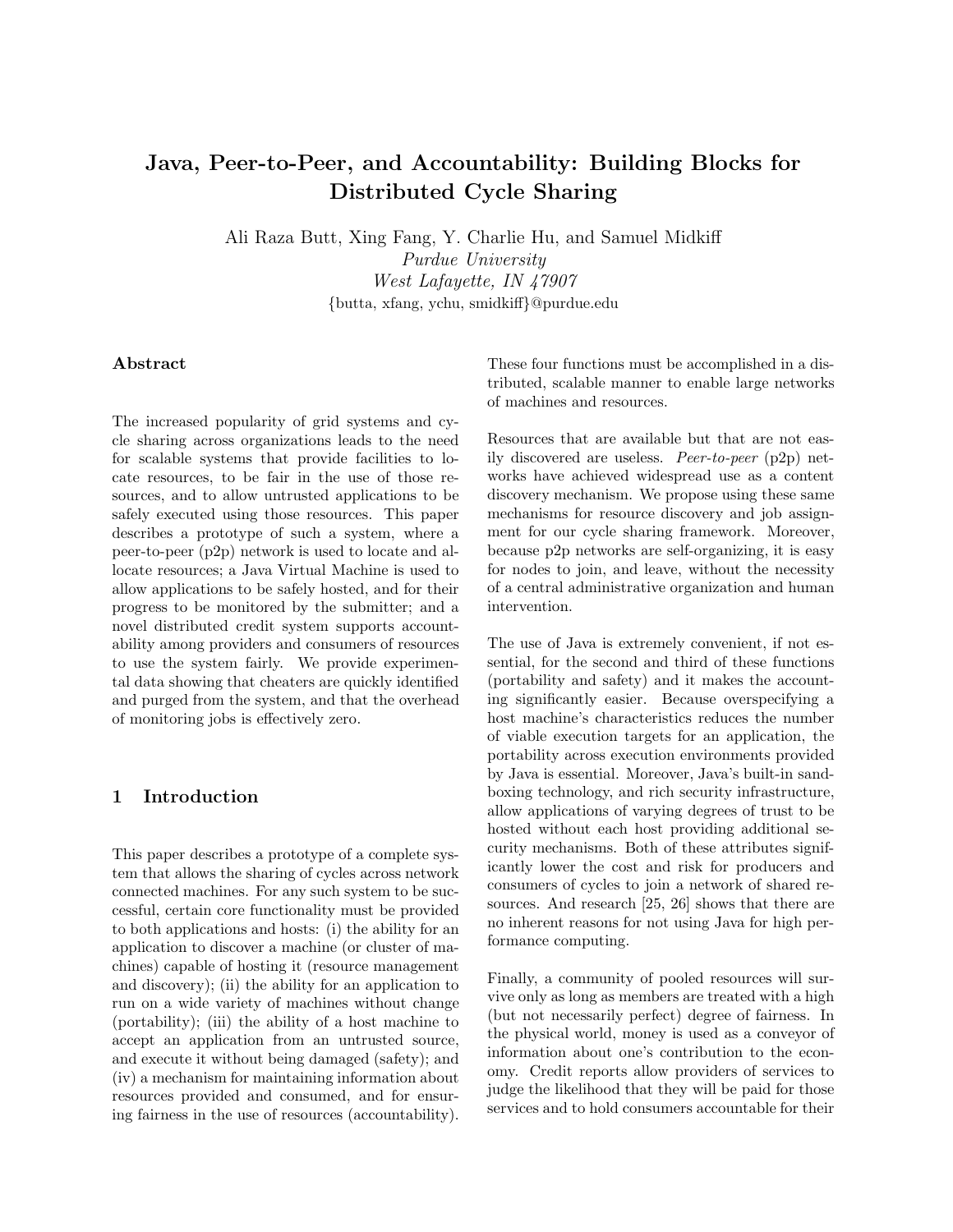# Java, Peer-to-Peer, and Accountability: Building Blocks for Distributed Cycle Sharing

Ali Raza Butt, Xing Fang, Y. Charlie Hu, and Samuel Midkiff

*Purdue University*
*West Lafayette, IN 47907*
{butta, xfang, ychu, smidkiff}@purdue.edu

## Abstract

The increased popularity of grid systems and cycle sharing across organizations leads to the need for scalable systems that provide facilities to locate resources, to be fair in the use of those resources, and to allow untrusted applications to be safely executed using those resources. This paper describes a prototype of such a system, where a peer-to-peer (p2p) network is used to locate and allocate resources; a Java Virtual Machine is used to allow applications to be safely hosted, and for their progress to be monitored by the submitter; and a novel distributed credit system supports accountability among providers and consumers of resources to use the system fairly. We provide experimental data showing that cheaters are quickly identified and purged from the system, and that the overhead of monitoring jobs is effectively zero.

## 1 Introduction

This paper describes a prototype of a complete system that allows the sharing of cycles across network connected machines. For any such system to be successful, certain core functionality must be provided to both applications and hosts: (i) the ability for an application to discover a machine (or cluster of machines) capable of hosting it (resource management and discovery); (ii) the ability for an application to run on a wide variety of machines without change (portability); (iii) the ability of a host machine to accept an application from an untrusted source, and execute it without being damaged (safety); and (iv) a mechanism for maintaining information about resources provided and consumed, and for ensuring fairness in the use of resources (accountability). These four functions must be accomplished in a distributed, scalable manner to enable large networks of machines and resources.

Resources that are available but that are not easily discovered are useless. *Peer-to-peer* (p2p) networks have achieved widespread use as a content discovery mechanism. We propose using these same mechanisms for resource discovery and job assignment for our cycle sharing framework. Moreover, because p2p networks are self-organizing, it is easy for nodes to join, and leave, without the necessity of a central administrative organization and human intervention.

The use of Java is extremely convenient, if not essential, for the second and third of these functions (portability and safety) and it makes the accounting significantly easier. Because overspecifying a host machine's characteristics reduces the number of viable execution targets for an application, the portability across execution environments provided by Java is essential. Moreover, Java's built-in sandboxing technology, and rich security infrastructure, allow applications of varying degrees of trust to be hosted without each host providing additional security mechanisms. Both of these attributes significantly lower the cost and risk for producers and consumers of cycles to join a network of shared resources. And research [25, 26] shows that there are no inherent reasons for not using Java for high performance computing.

Finally, a community of pooled resources will survive only as long as members are treated with a high (but not necessarily perfect) degree of fairness. In the physical world, money is used as a conveyor of information about one's contribution to the economy. Credit reports allow providers of services to judge the likelihood that they will be paid for those services and to hold consumers accountable for their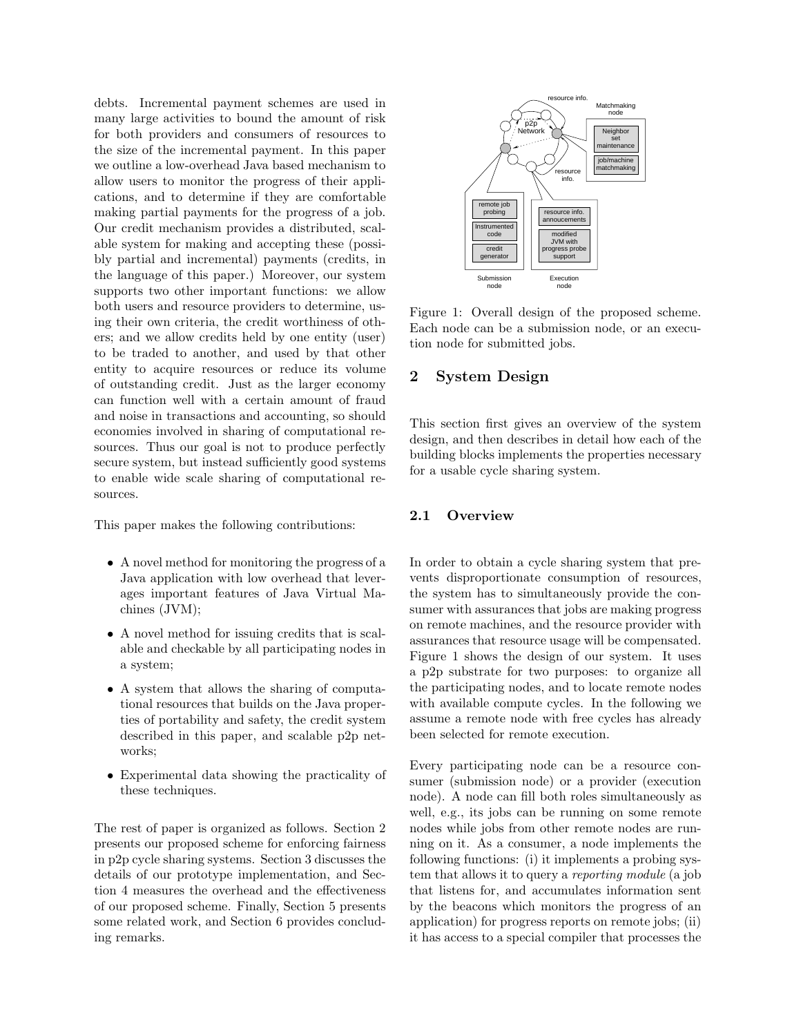debts. Incremental payment schemes are used in many large activities to bound the amount of risk for both providers and consumers of resources to the size of the incremental payment. In this paper we outline a low-overhead Java based mechanism to allow users to monitor the progress of their applications, and to determine if they are comfortable making partial payments for the progress of a job. Our credit mechanism provides a distributed, scalable system for making and accepting these (possibly partial and incremental) payments (credits, in the language of this paper.) Moreover, our system supports two other important functions: we allow both users and resource providers to determine, using their own criteria, the credit worthiness of others; and we allow credits held by one entity (user) to be traded to another, and used by that other entity to acquire resources or reduce its volume of outstanding credit. Just as the larger economy can function well with a certain amount of fraud and noise in transactions and accounting, so should economies involved in sharing of computational resources. Thus our goal is not to produce perfectly secure system, but instead sufficiently good systems to enable wide scale sharing of computational resources.

This paper makes the following contributions:

- A novel method for monitoring the progress of a Java application with low overhead that leverages important features of Java Virtual Machines (JVM);
- A novel method for issuing credits that is scalable and checkable by all participating nodes in a system;
- A system that allows the sharing of computational resources that builds on the Java properties of portability and safety, the credit system described in this paper, and scalable p2p networks;
- Experimental data showing the practicality of these techniques.

The rest of paper is organized as follows. Section 2 presents our proposed scheme for enforcing fairness in p2p cycle sharing systems. Section 3 discusses the details of our prototype implementation, and Section 4 measures the overhead and the effectiveness of our proposed scheme. Finally, Section 5 presents some related work, and Section 6 provides concluding remarks.

Figure 1: Overall design of the proposed scheme. Each node can be a submission node, or an execution node for submitted jobs.

## 2 System Design

This section first gives an overview of the system design, and then describes in detail how each of the building blocks implements the properties necessary for a usable cycle sharing system.

### 2.1 Overview

In order to obtain a cycle sharing system that prevents disproportionate consumption of resources, the system has to simultaneously provide the consumer with assurances that jobs are making progress on remote machines, and the resource provider with assurances that resource usage will be compensated. Figure 1 shows the design of our system. It uses a p2p substrate for two purposes: to organize all the participating nodes, and to locate remote nodes with available compute cycles. In the following we assume a remote node with free cycles has already been selected for remote execution.

Every participating node can be a resource consumer (submission node) or a provider (execution node). A node can fill both roles simultaneously as well, e.g., its jobs can be running on some remote nodes while jobs from other remote nodes are running on it. As a consumer, a node implements the following functions: (i) it implements a probing system that allows it to query a *reporting module* (a job that listens for, and accumulates information sent by the beacons which monitors the progress of an application) for progress reports on remote jobs; (ii) it has access to a special compiler that processes the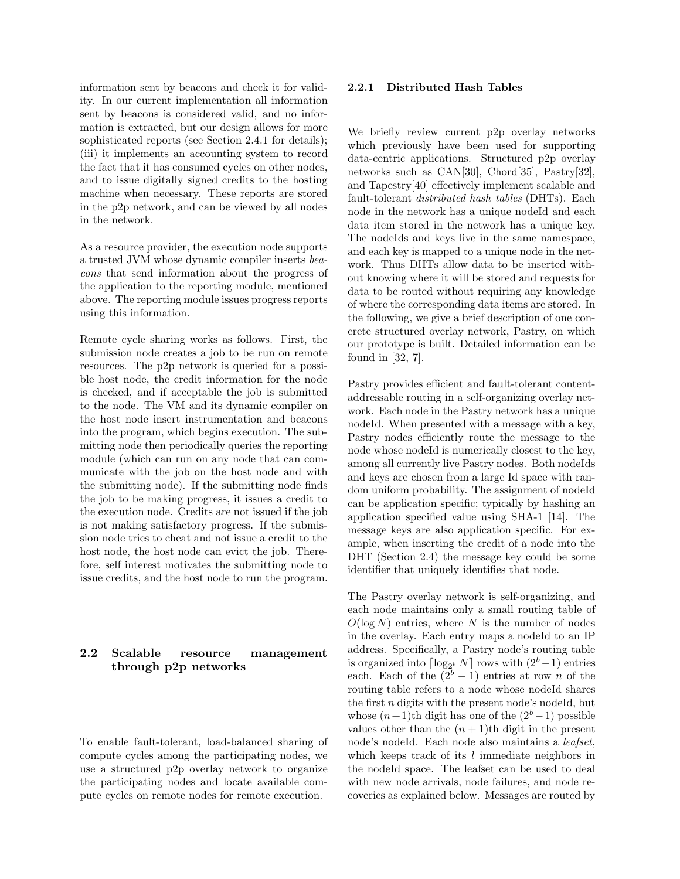information sent by beacons and check it for validity. In our current implementation all information sent by beacons is considered valid, and no information is extracted, but our design allows for more sophisticated reports (see Section 2.4.1 for details); (iii) it implements an accounting system to record the fact that it has consumed cycles on other nodes, and to issue digitally signed credits to the hosting machine when necessary. These reports are stored in the p2p network, and can be viewed by all nodes in the network.

As a resource provider, the execution node supports a trusted JVM whose dynamic compiler inserts *beacons* that send information about the progress of the application to the reporting module, mentioned above. The reporting module issues progress reports using this information.

Remote cycle sharing works as follows. First, the submission node creates a job to be run on remote resources. The p2p network is queried for a possible host node, the credit information for the node is checked, and if acceptable the job is submitted to the node. The VM and its dynamic compiler on the host node insert instrumentation and beacons into the program, which begins execution. The submitting node then periodically queries the reporting module (which can run on any node that can communicate with the job on the host node and with the submitting node). If the submitting node finds the job to be making progress, it issues a credit to the execution node. Credits are not issued if the job is not making satisfactory progress. If the submission node tries to cheat and not issue a credit to the host node, the host node can evict the job. Therefore, self interest motivates the submitting node to issue credits, and the host node to run the program.

## 2.2 Scalable resource management through p2p networks

To enable fault-tolerant, load-balanced sharing of compute cycles among the participating nodes, we use a structured p2p overlay network to organize the participating nodes and locate available compute cycles on remote nodes for remote execution.

### 2.2.1 Distributed Hash Tables

We briefly review current p2p overlay networks which previously have been used for supporting data-centric applications. Structured p2p overlay networks such as CAN[30], Chord[35], Pastry[32], and Tapestry[40] effectively implement scalable and fault-tolerant *distributed hash tables* (DHTs). Each node in the network has a unique nodeId and each data item stored in the network has a unique key. The nodeIds and keys live in the same namespace, and each key is mapped to a unique node in the network. Thus DHTs allow data to be inserted without knowing where it will be stored and requests for data to be routed without requiring any knowledge of where the corresponding data items are stored. In the following, we give a brief description of one concrete structured overlay network, Pastry, on which our prototype is built. Detailed information can be found in [32, 7].

Pastry provides efficient and fault-tolerant content-addressable routing in a self-organizing overlay network. Each node in the Pastry network has a unique nodeId. When presented with a message with a key, Pastry nodes efficiently route the message to the node whose nodeId is numerically closest to the key, among all currently live Pastry nodes. Both nodeIds and keys are chosen from a large Id space with random uniform probability. The assignment of nodeId can be application specific; typically by hashing an application specified value using SHA-1 [14]. The message keys are also application specific. For example, when inserting the credit of a node into the DHT (Section 2.4) the message key could be some identifier that uniquely identifies that node.

The Pastry overlay network is self-organizing, and each node maintains only a small routing table of $O(\log N)$ entries, where $N$ is the number of nodes in the overlay. Each entry maps a nodeId to an IP address. Specifically, a Pastry node's routing table is organized into $\lceil \log_{2^b} N \rceil$ rows with $(2^b - 1)$ entries each. Each of the $(2^b - 1)$ entries at row $n$ of the routing table refers to a node whose nodeId shares the first $n$ digits with the present node's nodeId, but whose $(n+1)$th digit has one of the $(2^b - 1)$ possible values other than the $(n+1)$th digit in the present node's nodeId. Each node also maintains a *leafset*, which keeps track of its $l$ immediate neighbors in the nodeId space. The leafset can be used to deal with new node arrivals, node failures, and node recoveries as explained below. Messages are routed by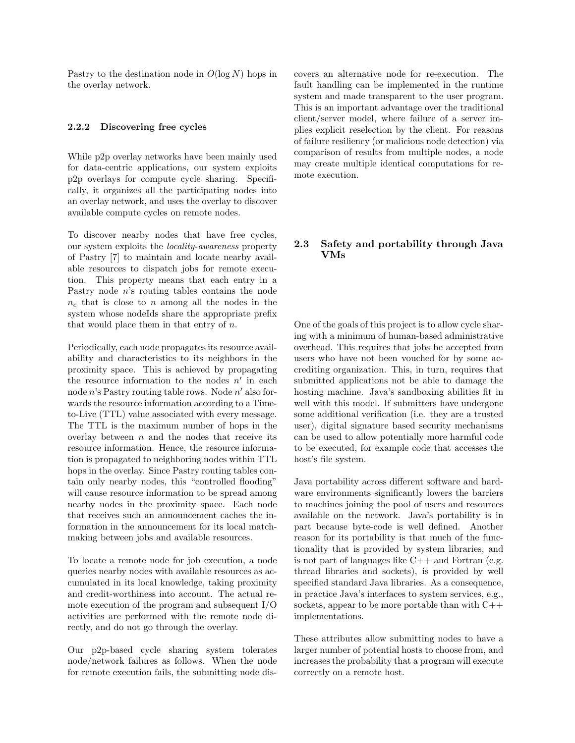Pastry to the destination node in $O(\log N)$ hops in the overlay network.

#### 2.2.2 Discovering free cycles

While p2p overlay networks have been mainly used for data-centric applications, our system exploits p2p overlays for compute cycle sharing. Specifically, it organizes all the participating nodes into an overlay network, and uses the overlay to discover available compute cycles on remote nodes.

To discover nearby nodes that have free cycles, our system exploits the *locality-awareness* property of Pastry [7] to maintain and locate nearby available resources to dispatch jobs for remote execution. This property means that each entry in a Pastry node $n$'s routing tables contains the node $n_c$ that is close to $n$ among all the nodes in the system whose nodeIds share the appropriate prefix that would place them in that entry of $n$.

Periodically, each node propagates its resource availability and characteristics to its neighbors in the proximity space. This is achieved by propagating the resource information to the nodes $n'$ in each node $n$'s Pastry routing table rows. Node $n'$ also forwards the resource information according to a Time-to-Live (TTL) value associated with every message. The TTL is the maximum number of hops in the overlay between $n$ and the nodes that receive its resource information. Hence, the resource information is propagated to neighboring nodes within TTL hops in the overlay. Since Pastry routing tables contain only nearby nodes, this "controlled flooding" will cause resource information to be spread among nearby nodes in the proximity space. Each node that receives such an announcement caches the information in the announcement for its local matchmaking between jobs and available resources.

To locate a remote node for job execution, a node queries nearby nodes with available resources as accumulated in its local knowledge, taking proximity and credit-worthiness into account. The actual remote execution of the program and subsequent I/O activities are performed with the remote node directly, and do not go through the overlay.

Our p2p-based cycle sharing system tolerates node/network failures as follows. When the node for remote execution fails, the submitting node discovers an alternative node for re-execution. The fault handling can be implemented in the runtime system and made transparent to the user program. This is an important advantage over the traditional client/server model, where failure of a server implies explicit reselection by the client. For reasons of failure resiliency (or malicious node detection) via comparison of results from multiple nodes, a node may create multiple identical computations for remote execution.

### 2.3 Safety and portability through Java VMs

One of the goals of this project is to allow cycle sharing with a minimum of human-based administrative overhead. This requires that jobs be accepted from users who have not been vouched for by some accrediting organization. This, in turn, requires that submitted applications not be able to damage the hosting machine. Java's sandboxing abilities fit in well with this model. If submitters have undergone some additional verification (i.e. they are a trusted user), digital signature based security mechanisms can be used to allow potentially more harmful code to be executed, for example code that accesses the host's file system.

Java portability across different software and hardware environments significantly lowers the barriers to machines joining the pool of users and resources available on the network. Java's portability is in part because byte-code is well defined. Another reason for its portability is that much of the functionality that is provided by system libraries, and is not part of languages like C++ and Fortran (e.g. thread libraries and sockets), is provided by well specified standard Java libraries. As a consequence, in practice Java's interfaces to system services, e.g., sockets, appear to be more portable than with C++ implementations.

These attributes allow submitting nodes to have a larger number of potential hosts to choose from, and increases the probability that a program will execute correctly on a remote host.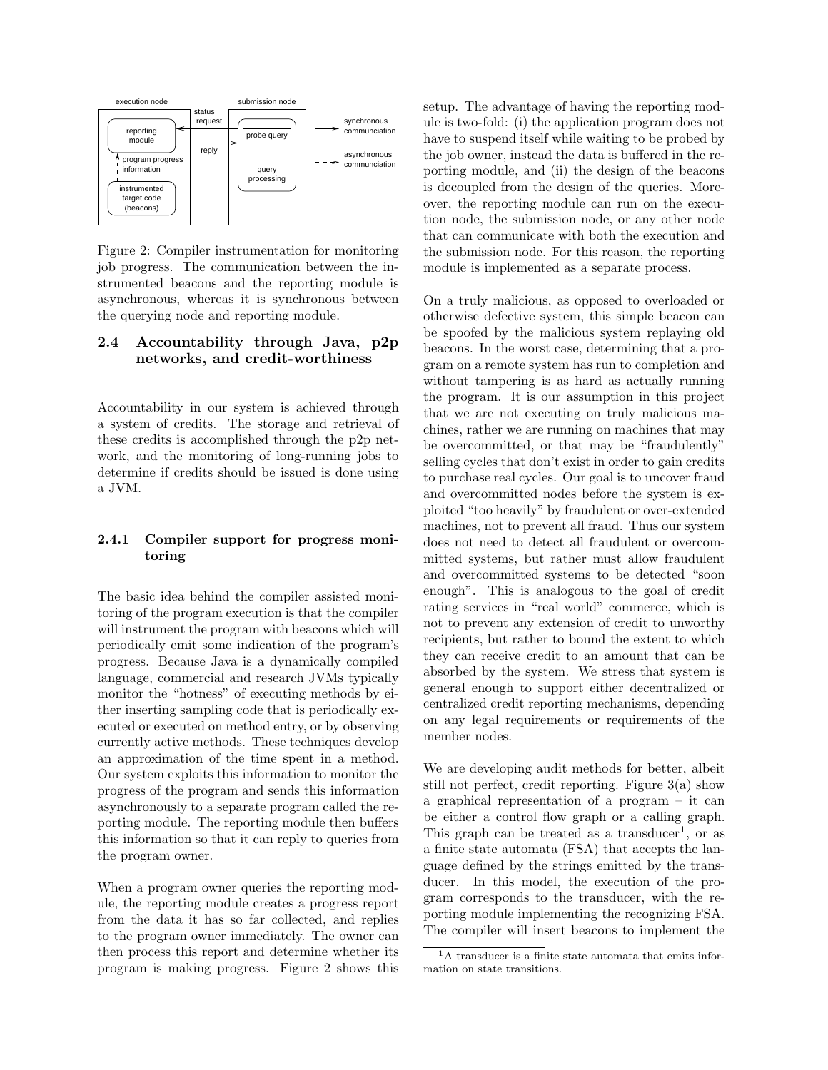Figure 2: Compiler instrumentation for monitoring job progress. The communication between the instrumented beacons and the reporting module is asynchronous, whereas it is synchronous between the querying node and reporting module.

### 2.4 Accountability through Java, p2p networks, and credit-worthiness

Accountability in our system is achieved through a system of credits. The storage and retrieval of these credits is accomplished through the p2p network, and the monitoring of long-running jobs to determine if credits should be issued is done using a JVM.

#### 2.4.1 Compiler support for progress monitoring

The basic idea behind the compiler assisted monitoring of the program execution is that the compiler will instrument the program with beacons which will periodically emit some indication of the program's progress. Because Java is a dynamically compiled language, commercial and research JVMs typically monitor the "hotness" of executing methods by either inserting sampling code that is periodically executed or executed on method entry, or by observing currently active methods. These techniques develop an approximation of the time spent in a method. Our system exploits this information to monitor the progress of the program and sends this information asynchronously to a separate program called the reporting module. The reporting module then buffers this information so that it can reply to queries from the program owner.

When a program owner queries the reporting module, the reporting module creates a progress report from the data it has so far collected, and replies to the program owner immediately. The owner can then process this report and determine whether its program is making progress. Figure 2 shows this setup. The advantage of having the reporting module is two-fold: (i) the application program does not have to suspend itself while waiting to be probed by the job owner, instead the data is buffered in the reporting module, and (ii) the design of the beacons is decoupled from the design of the queries. Moreover, the reporting module can run on the execution node, the submission node, or any other node that can communicate with both the execution and the submission node. For this reason, the reporting module is implemented as a separate process.

On a truly malicious, as opposed to overloaded or otherwise defective system, this simple beacon can be spoofed by the malicious system replaying old beacons. In the worst case, determining that a program on a remote system has run to completion and without tampering is as hard as actually running the program. It is our assumption in this project that we are not executing on truly malicious machines, rather we are running on machines that may be overcommitted, or that may be "fraudulently" selling cycles that don't exist in order to gain credits to purchase real cycles. Our goal is to uncover fraud and overcommitted nodes before the system is exploited "too heavily" by fraudulent or over-extended machines, not to prevent all fraud. Thus our system does not need to detect all fraudulent or overcommitted systems, but rather must allow fraudulent and overcommitted systems to be detected "soon enough". This is analogous to the goal of credit rating services in "real world" commerce, which is not to prevent any extension of credit to unworthy recipients, but rather to bound the extent to which they can receive credit to an amount that can be absorbed by the system. We stress that system is general enough to support either decentralized or centralized credit reporting mechanisms, depending on any legal requirements or requirements of the member nodes.

We are developing audit methods for better, albeit still not perfect, credit reporting. Figure 3(a) show a graphical representation of a program – it can be either a control flow graph or a calling graph. This graph can be treated as a transducer[1], or as a finite state automata (FSA) that accepts the language defined by the strings emitted by the transducer. In this model, the execution of the program corresponds to the transducer, with the reporting module implementing the recognizing FSA. The compiler will insert beacons to implement the

[1] A transducer is a finite state automata that emits information on state transitions.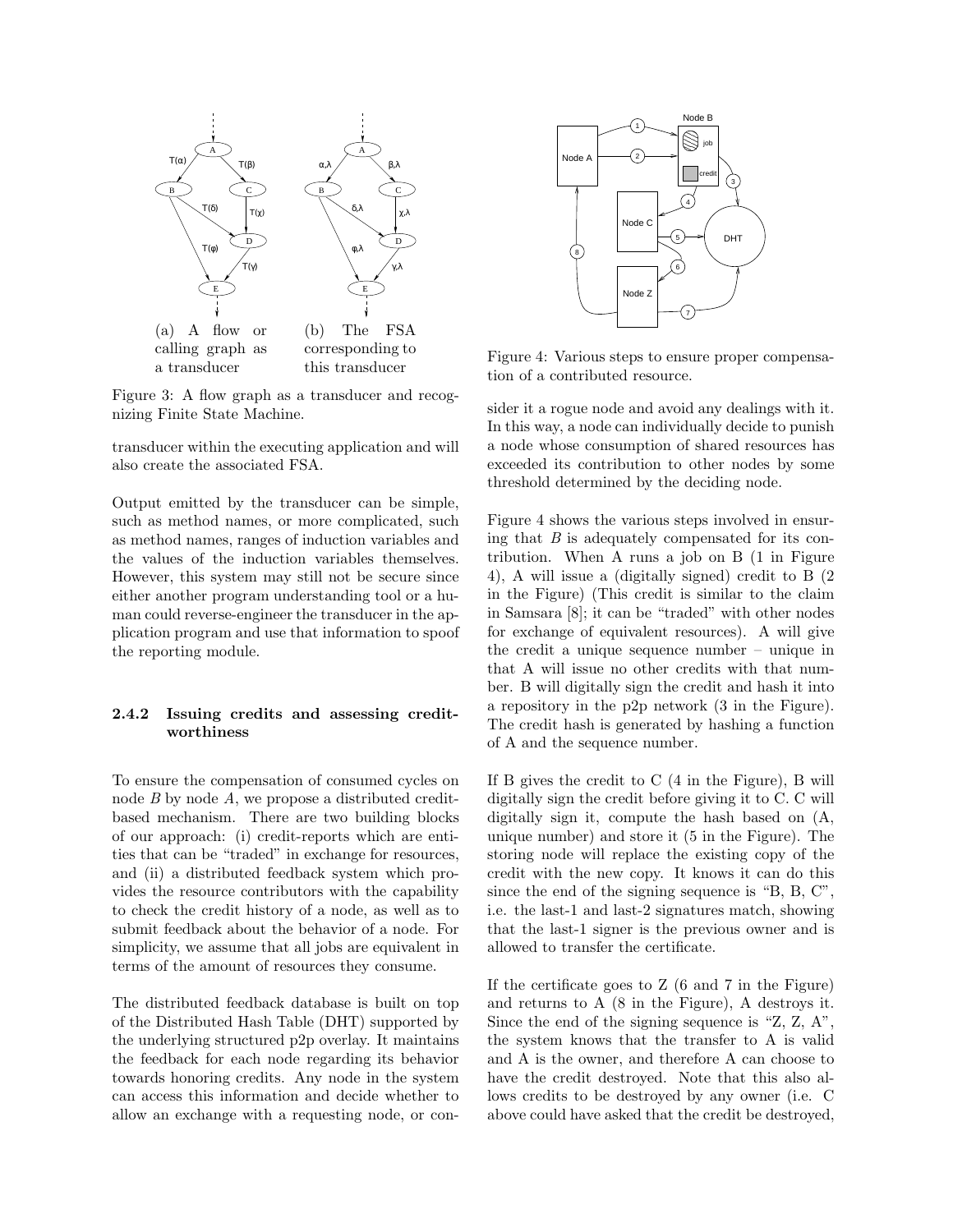(a) A flow or calling graph as a transducer

(b) The FSA corresponding to this transducer

Figure 3: A flow graph as a transducer and recognizing Finite State Machine.

transducer within the executing application and will also create the associated FSA.

Output emitted by the transducer can be simple, such as method names, or more complicated, such as method names, ranges of induction variables and the values of the induction variables themselves. However, this system may still not be secure since either another program understanding tool or a human could reverse-engineer the transducer in the application program and use that information to spoof the reporting module.

### 2.4.2 Issuing credits and assessing credit-worthiness

To ensure the compensation of consumed cycles on node *B* by node *A*, we propose a distributed credit-based mechanism. There are two building blocks of our approach: (i) credit-reports which are entities that can be "traded" in exchange for resources, and (ii) a distributed feedback system which provides the resource contributors with the capability to check the credit history of a node, as well as to submit feedback about the behavior of a node. For simplicity, we assume that all jobs are equivalent in terms of the amount of resources they consume.

The distributed feedback database is built on top of the Distributed Hash Table (DHT) supported by the underlying structured p2p overlay. It maintains the feedback for each node regarding its behavior towards honoring credits. Any node in the system can access this information and decide whether to allow an exchange with a requesting node, or consider it a rogue node and avoid any dealings with it. In this way, a node can individually decide to punish a node whose consumption of shared resources has exceeded its contribution to other nodes by some threshold determined by the deciding node.

Figure 4: Various steps to ensure proper compensation of a contributed resource.

Figure 4 shows the various steps involved in ensuring that *B* is adequately compensated for its contribution. When A runs a job on B (1 in Figure 4), A will issue a (digitally signed) credit to B (2 in the Figure) (This credit is similar to the claim in Samsara [8]; it can be "traded" with other nodes for exchange of equivalent resources). A will give the credit a unique sequence number – unique in that A will issue no other credits with that number. B will digitally sign the credit and hash it into a repository in the p2p network (3 in the Figure). The credit hash is generated by hashing a function of A and the sequence number.

If B gives the credit to C (4 in the Figure), B will digitally sign the credit before giving it to C. C will digitally sign it, compute the hash based on (A, unique number) and store it (5 in the Figure). The storing node will replace the existing copy of the credit with the new copy. It knows it can do this since the end of the signing sequence is "B, B, C", i.e. the last-1 and last-2 signatures match, showing that the last-1 signer is the previous owner and is allowed to transfer the certificate.

If the certificate goes to Z (6 and 7 in the Figure) and returns to A (8 in the Figure), A destroys it. Since the end of the signing sequence is "Z, Z, A", the system knows that the transfer to A is valid and A is the owner, and therefore A can choose to have the credit destroyed. Note that this also allows credits to be destroyed by any owner (i.e. C above could have asked that the credit be destroyed,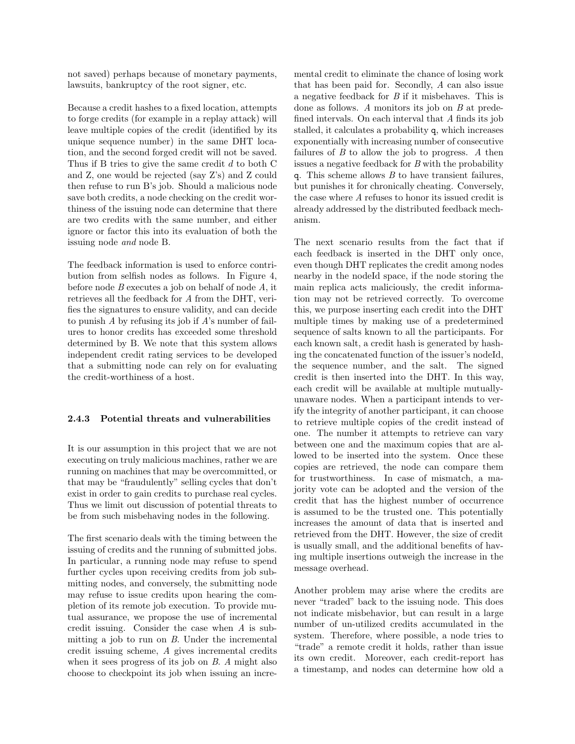not saved) perhaps because of monetary payments, lawsuits, bankruptcy of the root signer, etc.

Because a credit hashes to a fixed location, attempts to forge credits (for example in a replay attack) will leave multiple copies of the credit (identified by its unique sequence number) in the same DHT location, and the second forged credit will not be saved. Thus if B tries to give the same credit $d$ to both C and Z, one would be rejected (say Z's) and Z could then refuse to run B's job. Should a malicious node save both credits, a node checking on the credit worthiness of the issuing node can determine that there are two credits with the same number, and either ignore or factor this into its evaluation of both the issuing node *and* node B.

The feedback information is used to enforce contribution from selfish nodes as follows. In Figure 4, before node $B$ executes a job on behalf of node $A$, it retrieves all the feedback for $A$ from the DHT, verifies the signatures to ensure validity, and can decide to punish $A$ by refusing its job if $A$'s number of failures to honor credits has exceeded some threshold determined by B. We note that this system allows independent credit rating services to be developed that a submitting node can rely on for evaluating the credit-worthiness of a host.

### 2.4.3 Potential threats and vulnerabilities

It is our assumption in this project that we are not executing on truly malicious machines, rather we are running on machines that may be overcommitted, or that may be "fraudulently" selling cycles that don't exist in order to gain credits to purchase real cycles. Thus we limit out discussion of potential threats to be from such misbehaving nodes in the following.

The first scenario deals with the timing between the issuing of credits and the running of submitted jobs. In particular, a running node may refuse to spend further cycles upon receiving credits from job submitting nodes, and conversely, the submitting node may refuse to issue credits upon hearing the completion of its remote job execution. To provide mutual assurance, we propose the use of incremental credit issuing. Consider the case when $A$ is submitting a job to run on $B$. Under the incremental credit issuing scheme, $A$ gives incremental credits when it sees progress of its job on $B$. $A$ might also choose to checkpoint its job when issuing an incremental credit to eliminate the chance of losing work that has been paid for. Secondly, $A$ can also issue a negative feedback for $B$ if it misbehaves. This is done as follows. $A$ monitors its job on $B$ at predefined intervals. On each interval that $A$ finds its job stalled, it calculates a probability q, which increases exponentially with increasing number of consecutive failures of $B$ to allow the job to progress. $A$ then issues a negative feedback for $B$ with the probability q. This scheme allows $B$ to have transient failures, but punishes it for chronically cheating. Conversely, the case where $A$ refuses to honor its issued credit is already addressed by the distributed feedback mechanism.

The next scenario results from the fact that if each feedback is inserted in the DHT only once, even though DHT replicates the credit among nodes nearby in the nodeId space, if the node storing the main replica acts maliciously, the credit information may not be retrieved correctly. To overcome this, we purpose inserting each credit into the DHT multiple times by making use of a predetermined sequence of salts known to all the participants. For each known salt, a credit hash is generated by hashing the concatenated function of the issuer's nodeId, the sequence number, and the salt. The signed credit is then inserted into the DHT. In this way, each credit will be available at multiple mutually-unaware nodes. When a participant intends to verify the integrity of another participant, it can choose to retrieve multiple copies of the credit instead of one. The number it attempts to retrieve can vary between one and the maximum copies that are allowed to be inserted into the system. Once these copies are retrieved, the node can compare them for trustworthiness. In case of mismatch, a majority vote can be adopted and the version of the credit that has the highest number of occurrence is assumed to be the trusted one. This potentially increases the amount of data that is inserted and retrieved from the DHT. However, the size of credit is usually small, and the additional benefits of having multiple insertions outweigh the increase in the message overhead.

Another problem may arise where the credits are never "traded" back to the issuing node. This does not indicate misbehavior, but can result in a large number of un-utilized credits accumulated in the system. Therefore, where possible, a node tries to "trade" a remote credit it holds, rather than issue its own credit. Moreover, each credit-report has a timestamp, and nodes can determine how old a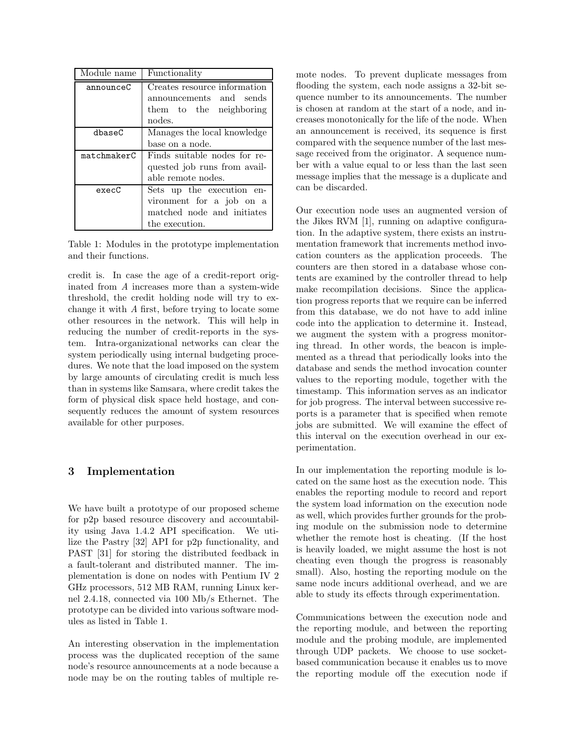| Module name | Functionality |
| --- | --- |
| announceC | Creates resource information announcements and sends them to the neighboring nodes. |
| dbaseC | Manages the local knowledge base on a node. |
| matchmakerC | Finds suitable nodes for requested job runs from available remote nodes. |
| execC | Sets up the execution environment for a job on a matched node and initiates the execution. |

Table 1: Modules in the prototype implementation and their functions.

credit is. In case the age of a credit-report originated from $A$ increases more than a system-wide threshold, the credit holding node will try to exchange it with $A$ first, before trying to locate some other resources in the network. This will help in reducing the number of credit-reports in the system. Intra-organizational networks can clear the system periodically using internal budgeting procedures. We note that the load imposed on the system by large amounts of circulating credit is much less than in systems like Samsara, where credit takes the form of physical disk space held hostage, and consequently reduces the amount of system resources available for other purposes.

## 3 Implementation

We have built a prototype of our proposed scheme for p2p based resource discovery and accountability using Java 1.4.2 API specification. We utilize the Pastry [32] API for p2p functionality, and PAST [31] for storing the distributed feedback in a fault-tolerant and distributed manner. The implementation is done on nodes with Pentium IV 2 GHz processors, 512 MB RAM, running Linux kernel 2.4.18, connected via 100 Mb/s Ethernet. The prototype can be divided into various software modules as listed in Table 1.

An interesting observation in the implementation process was the duplicated reception of the same node's resource announcements at a node because a node may be on the routing tables of multiple remote nodes. To prevent duplicate messages from flooding the system, each node assigns a 32-bit sequence number to its announcements. The number is chosen at random at the start of a node, and increases monotonically for the life of the node. When an announcement is received, its sequence is first compared with the sequence number of the last message received from the originator. A sequence number with a value equal to or less than the last seen message implies that the message is a duplicate and can be discarded.

Our execution node uses an augmented version of the Jikes RVM [1], running on adaptive configuration. In the adaptive system, there exists an instrumentation framework that increments method invocation counters as the application proceeds. The counters are then stored in a database whose contents are examined by the controller thread to help make recompilation decisions. Since the application progress reports that we require can be inferred from this database, we do not have to add inline code into the application to determine it. Instead, we augment the system with a progress monitoring thread. In other words, the beacon is implemented as a thread that periodically looks into the database and sends the method invocation counter values to the reporting module, together with the timestamp. This information serves as an indicator for job progress. The interval between successive reports is a parameter that is specified when remote jobs are submitted. We will examine the effect of this interval on the execution overhead in our experimentation.

In our implementation the reporting module is located on the same host as the execution node. This enables the reporting module to record and report the system load information on the execution node as well, which provides further grounds for the probing module on the submission node to determine whether the remote host is cheating. (If the host is heavily loaded, we might assume the host is not cheating even though the progress is reasonably small). Also, hosting the reporting module on the same node incurs additional overhead, and we are able to study its effects through experimentation.

Communications between the execution node and the reporting module, and between the reporting module and the probing module, are implemented through UDP packets. We choose to use socket-based communication because it enables us to move the reporting module off the execution node if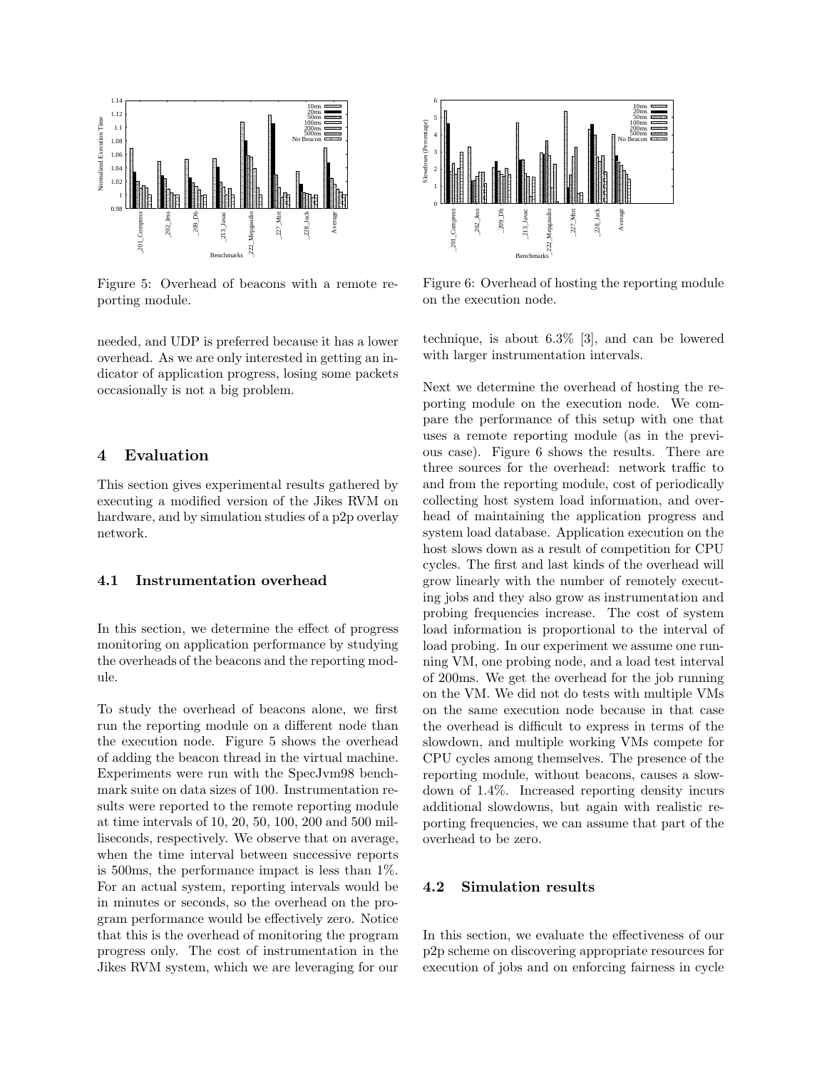Figure 5: Overhead of beacons with a remote reporting module.

Figure 6: Overhead of hosting the reporting module on the execution node.

needed, and UDP is preferred because it has a lower overhead. As we are only interested in getting an indicator of application progress, losing some packets occasionally is not a big problem.

## 4 Evaluation

This section gives experimental results gathered by executing a modified version of the Jikes RVM on hardware, and by simulation studies of a p2p overlay network.

### 4.1 Instrumentation overhead

In this section, we determine the effect of progress monitoring on application performance by studying the overheads of the beacons and the reporting module.

To study the overhead of beacons alone, we first run the reporting module on a different node than the execution node. Figure 5 shows the overhead of adding the beacon thread in the virtual machine. Experiments were run with the SpecJvm98 benchmark suite on data sizes of 100. Instrumentation results were reported to the remote reporting module at time intervals of 10, 20, 50, 100, 200 and 500 milliseconds, respectively. We observe that on average, when the time interval between successive reports is 500ms, the performance impact is less than 1%. For an actual system, reporting intervals would be in minutes or seconds, so the overhead on the program performance would be effectively zero. Notice that this is the overhead of monitoring the program progress only. The cost of instrumentation in the Jikes RVM system, which we are leveraging for our technique, is about 6.3% [3], and can be lowered with larger instrumentation intervals.

Next we determine the overhead of hosting the reporting module on the execution node. We compare the performance of this setup with one that uses a remote reporting module (as in the previous case). Figure 6 shows the results. There are three sources for the overhead: network traffic to and from the reporting module, cost of periodically collecting host system load information, and overhead of maintaining the application progress and system load database. Application execution on the host slows down as a result of competition for CPU cycles. The first and last kinds of the overhead will grow linearly with the number of remotely executing jobs and they also grow as instrumentation and probing frequencies increase. The cost of system load information is proportional to the interval of load probing. In our experiment we assume one running VM, one probing node, and a load test interval of 200ms. We get the overhead for the job running on the VM. We did not do tests with multiple VMs on the same execution node because in that case the overhead is difficult to express in terms of the slowdown, and multiple working VMs compete for CPU cycles among themselves. The presence of the reporting module, without beacons, causes a slowdown of 1.4%. Increased reporting density incurs additional slowdowns, but again with realistic reporting frequencies, we can assume that part of the overhead to be zero.

### 4.2 Simulation results

In this section, we evaluate the effectiveness of our p2p scheme on discovering appropriate resources for execution of jobs and on enforcing fairness in cycle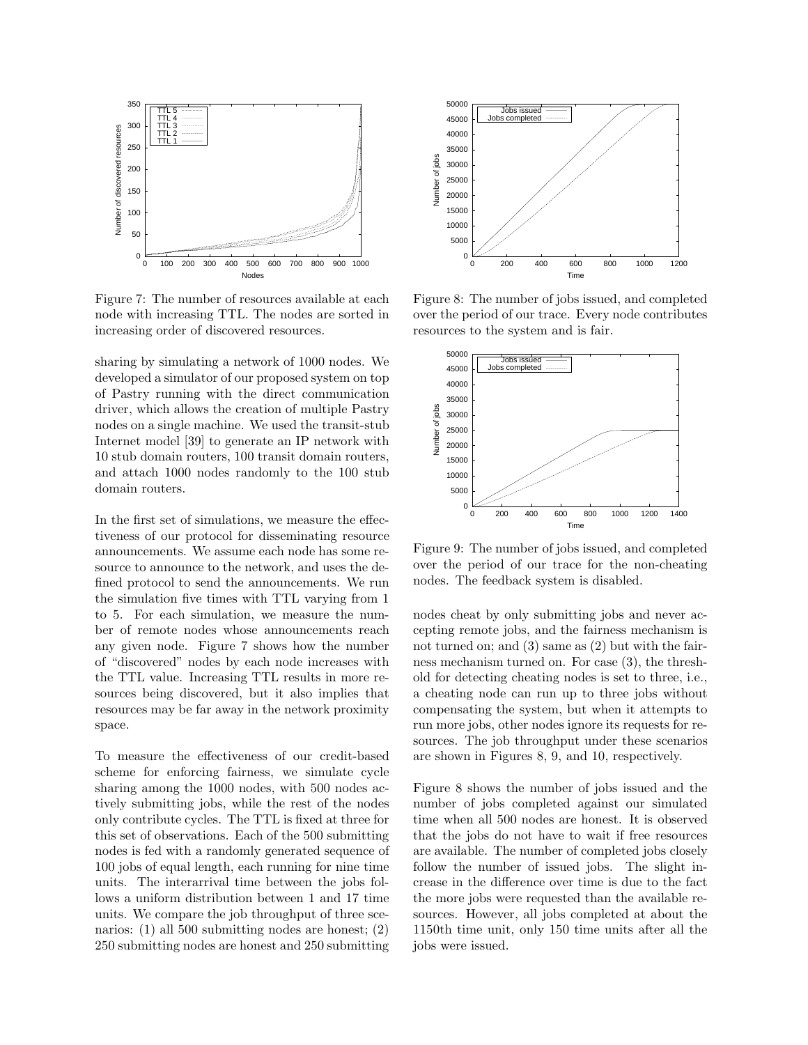Figure 7: The number of resources available at each node with increasing TTL. The nodes are sorted in increasing order of discovered resources.

sharing by simulating a network of 1000 nodes. We developed a simulator of our proposed system on top of Pastry running with the direct communication driver, which allows the creation of multiple Pastry nodes on a single machine. We used the transit-stub Internet model [39] to generate an IP network with 10 stub domain routers, 100 transit domain routers, and attach 1000 nodes randomly to the 100 stub domain routers.

In the first set of simulations, we measure the effectiveness of our protocol for disseminating resource announcements. We assume each node has some resource to announce to the network, and uses the defined protocol to send the announcements. We run the simulation five times with TTL varying from 1 to 5. For each simulation, we measure the number of remote nodes whose announcements reach any given node. Figure 7 shows how the number of "discovered" nodes by each node increases with the TTL value. Increasing TTL results in more resources being discovered, but it also implies that resources may be far away in the network proximity space.

To measure the effectiveness of our credit-based scheme for enforcing fairness, we simulate cycle sharing among the 1000 nodes, with 500 nodes actively submitting jobs, while the rest of the nodes only contribute cycles. The TTL is fixed at three for this set of observations. Each of the 500 submitting nodes is fed with a randomly generated sequence of 100 jobs of equal length, each running for nine time units. The interarrival time between the jobs follows a uniform distribution between 1 and 17 time units. We compare the job throughput of three scenarios: (1) all 500 submitting nodes are honest; (2) 250 submitting nodes are honest and 250 submitting nodes cheat by only submitting jobs and never accepting remote jobs, and the fairness mechanism is not turned on; and (3) same as (2) but with the fairness mechanism turned on. For case (3), the threshold for detecting cheating nodes is set to three, i.e., a cheating node can run up to three jobs without compensating the system, but when it attempts to run more jobs, other nodes ignore its requests for resources. The job throughput under these scenarios are shown in Figures 8, 9, and 10, respectively.

Figure 8: The number of jobs issued, and completed over the period of our trace. Every node contributes resources to the system and is fair.

Figure 9: The number of jobs issued, and completed over the period of our trace for the non-cheating nodes. The feedback system is disabled.

Figure 8 shows the number of jobs issued and the number of jobs completed against our simulated time when all 500 nodes are honest. It is observed that the jobs do not have to wait if free resources are available. The number of completed jobs closely follow the number of issued jobs. The slight increase in the difference over time is due to the fact the more jobs were requested than the available resources. However, all jobs completed at about the 1150th time unit, only 150 time units after all the jobs were issued.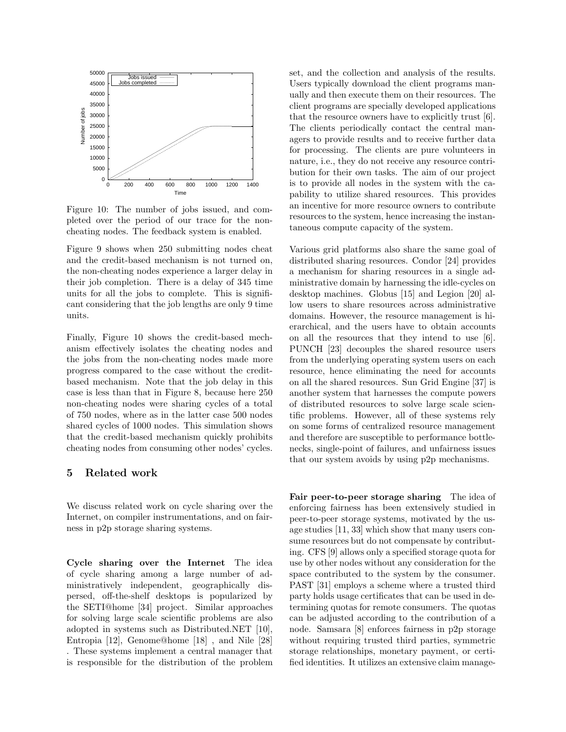Figure 10: The number of jobs issued, and completed over the period of our trace for the non-cheating nodes. The feedback system is enabled.

Figure 9 shows when 250 submitting nodes cheat and the credit-based mechanism is not turned on, the non-cheating nodes experience a larger delay in their job completion. There is a delay of 345 time units for all the jobs to complete. This is significant considering that the job lengths are only 9 time units.

Finally, Figure 10 shows the credit-based mechanism effectively isolates the cheating nodes and the jobs from the non-cheating nodes made more progress compared to the case without the credit-based mechanism. Note that the job delay in this case is less than that in Figure 8, because here 250 non-cheating nodes were sharing cycles of a total of 750 nodes, where as in the latter case 500 nodes shared cycles of 1000 nodes. This simulation shows that the credit-based mechanism quickly prohibits cheating nodes from consuming other nodes' cycles.

## 5 Related work

We discuss related work on cycle sharing over the Internet, on compiler instrumentations, and on fairness in p2p storage sharing systems.

**Cycle sharing over the Internet** The idea of cycle sharing among a large number of administratively independent, geographically dispersed, off-the-shelf desktops is popularized by the SETI@home [34] project. Similar approaches for solving large scale scientific problems are also adopted in systems such as Distributed.NET [10], Entropia [12], Genome@home [18] , and Nile [28] . These systems implement a central manager that is responsible for the distribution of the problem set, and the collection and analysis of the results. Users typically download the client programs manually and then execute them on their resources. The client programs are specially developed applications that the resource owners have to explicitly trust [6]. The clients periodically contact the central managers to provide results and to receive further data for processing. The clients are pure volunteers in nature, i.e., they do not receive any resource contribution for their own tasks. The aim of our project is to provide all nodes in the system with the capability to utilize shared resources. This provides an incentive for more resource owners to contribute resources to the system, hence increasing the instantaneous compute capacity of the system.

Various grid platforms also share the same goal of distributed sharing resources. Condor [24] provides a mechanism for sharing resources in a single administrative domain by harnessing the idle-cycles on desktop machines. Globus [15] and Legion [20] allow users to share resources across administrative domains. However, the resource management is hierarchical, and the users have to obtain accounts on all the resources that they intend to use [6]. PUNCH [23] decouples the shared resource users from the underlying operating system users on each resource, hence eliminating the need for accounts on all the shared resources. Sun Grid Engine [37] is another system that harnesses the compute powers of distributed resources to solve large scale scientific problems. However, all of these systems rely on some forms of centralized resource management and therefore are susceptible to performance bottlenecks, single-point of failures, and unfairness issues that our system avoids by using p2p mechanisms.

**Fair peer-to-peer storage sharing** The idea of enforcing fairness has been extensively studied in peer-to-peer storage systems, motivated by the usage studies [11, 33] which show that many users consume resources but do not compensate by contributing. CFS [9] allows only a specified storage quota for use by other nodes without any consideration for the space contributed to the system by the consumer. PAST [31] employs a scheme where a trusted third party holds usage certificates that can be used in determining quotas for remote consumers. The quotas can be adjusted according to the contribution of a node. Samsara [8] enforces fairness in p2p storage without requiring trusted third parties, symmetric storage relationships, monetary payment, or certified identities. It utilizes an extensive claim manage-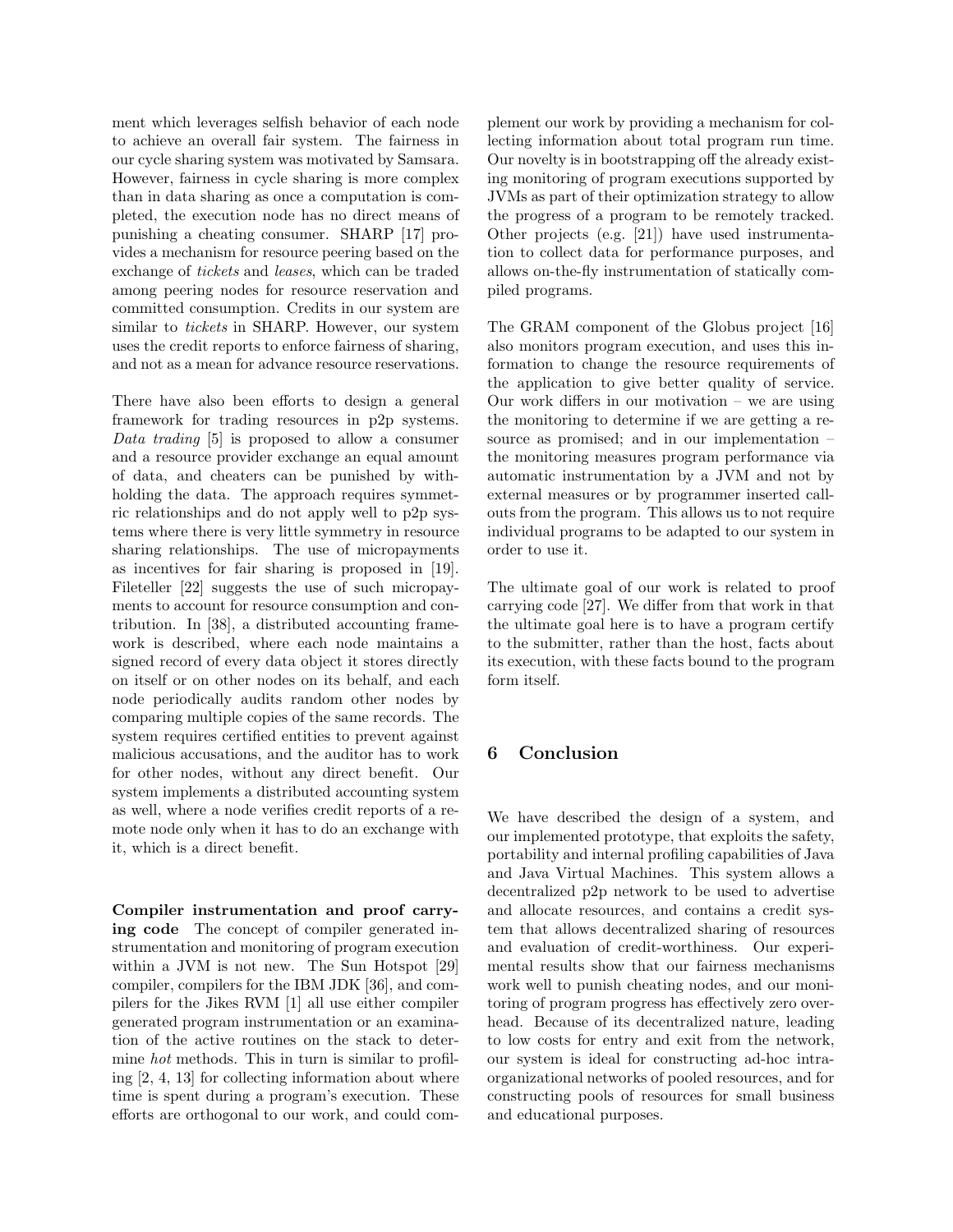ment which leverages selfish behavior of each node to achieve an overall fair system. The fairness in our cycle sharing system was motivated by Samsara. However, fairness in cycle sharing is more complex than in data sharing as once a computation is completed, the execution node has no direct means of punishing a cheating consumer. SHARP [17] provides a mechanism for resource peering based on the exchange of *tickets* and *leases*, which can be traded among peering nodes for resource reservation and committed consumption. Credits in our system are similar to *tickets* in SHARP. However, our system uses the credit reports to enforce fairness of sharing, and not as a mean for advance resource reservations.

There have also been efforts to design a general framework for trading resources in p2p systems. *Data trading* [5] is proposed to allow a consumer and a resource provider exchange an equal amount of data, and cheaters can be punished by withholding the data. The approach requires symmetric relationships and do not apply well to p2p systems where there is very little symmetry in resource sharing relationships. The use of micropayments as incentives for fair sharing is proposed in [19]. Fileteller [22] suggests the use of such micropayments to account for resource consumption and contribution. In [38], a distributed accounting framework is described, where each node maintains a signed record of every data object it stores directly on itself or on other nodes on its behalf, and each node periodically audits random other nodes by comparing multiple copies of the same records. The system requires certified entities to prevent against malicious accusations, and the auditor has to work for other nodes, without any direct benefit. Our system implements a distributed accounting system as well, where a node verifies credit reports of a remote node only when it has to do an exchange with it, which is a direct benefit.

**Compiler instrumentation and proof carrying code** The concept of compiler generated instrumentation and monitoring of program execution within a JVM is not new. The Sun Hotspot [29] compiler, compilers for the IBM JDK [36], and compilers for the Jikes RVM [1] all use either compiler generated program instrumentation or an examination of the active routines on the stack to determine *hot* methods. This in turn is similar to profiling [2, 4, 13] for collecting information about where time is spent during a program's execution. These efforts are orthogonal to our work, and could complement our work by providing a mechanism for collecting information about total program run time. Our novelty is in bootstrapping off the already existing monitoring of program executions supported by JVMs as part of their optimization strategy to allow the progress of a program to be remotely tracked. Other projects (e.g. [21]) have used instrumentation to collect data for performance purposes, and allows on-the-fly instrumentation of statically compiled programs.

The GRAM component of the Globus project [16] also monitors program execution, and uses this information to change the resource requirements of the application to give better quality of service. Our work differs in our motivation – we are using the monitoring to determine if we are getting a resource as promised; and in our implementation – the monitoring measures program performance via automatic instrumentation by a JVM and not by external measures or by programmer inserted callouts from the program. This allows us to not require individual programs to be adapted to our system in order to use it.

The ultimate goal of our work is related to proof carrying code [27]. We differ from that work in that the ultimate goal here is to have a program certify to the submitter, rather than the host, facts about its execution, with these facts bound to the program form itself.

## 6 Conclusion

We have described the design of a system, and our implemented prototype, that exploits the safety, portability and internal profiling capabilities of Java and Java Virtual Machines. This system allows a decentralized p2p network to be used to advertise and allocate resources, and contains a credit system that allows decentralized sharing of resources and evaluation of credit-worthiness. Our experimental results show that our fairness mechanisms work well to punish cheating nodes, and our monitoring of program progress has effectively zero overhead. Because of its decentralized nature, leading to low costs for entry and exit from the network, our system is ideal for constructing ad-hoc intra-organizational networks of pooled resources, and for constructing pools of resources for small business and educational purposes.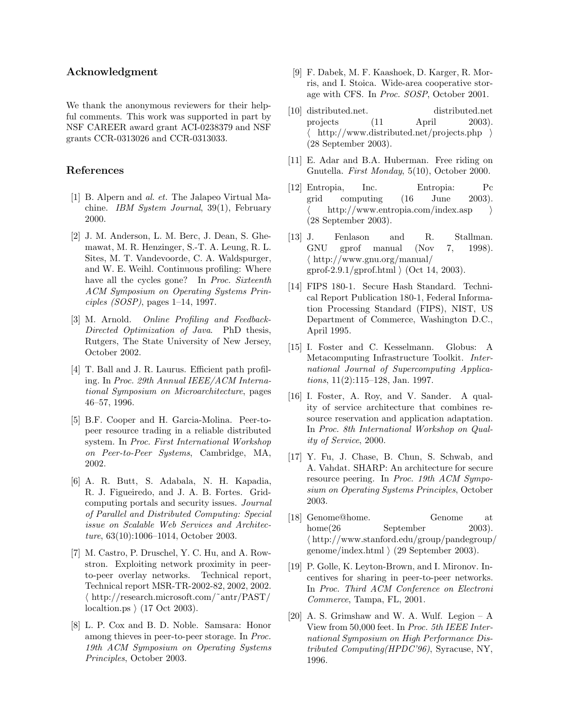## Acknowledgment

We thank the anonymous reviewers for their helpful comments. This work was supported in part by NSF CAREER award grant ACI-0238379 and NSF grants CCR-0313026 and CCR-0313033.

## References

[1] B. Alpern and *al. et.* The Jalapeo Virtual Machine. *IBM System Journal*, 39(1), February 2000.

[2] J. M. Anderson, L. M. Berc, J. Dean, S. Ghemawat, M. R. Henzinger, S.-T. A. Leung, R. L. Sites, M. T. Vandevoorde, C. A. Waldspurger, and W. E. Weihl. Continuous profiling: Where have all the cycles gone? In *Proc. Sixteenth ACM Symposium on Operating Systems Principles (SOSP)*, pages 1–14, 1997.

[3] M. Arnold. *Online Profiling and Feedback-Directed Optimization of Java*. PhD thesis, Rutgers, The State University of New Jersey, October 2002.

[4] T. Ball and J. R. Laurus. Efficient path profiling. In *Proc. 29th Annual IEEE/ACM International Symposium on Microarchitecture*, pages 46–57, 1996.

[5] B.F. Cooper and H. Garcia-Molina. Peer-to-peer resource trading in a reliable distributed system. In *Proc. First International Workshop on Peer-to-Peer Systems*, Cambridge, MA, 2002.

[6] A. R. Butt, S. Adabala, N. H. Kapadia, R. J. Figueiredo, and J. A. B. Fortes. Grid-computing portals and security issues. *Journal of Parallel and Distributed Computing: Special issue on Scalable Web Services and Architecture*, 63(10):1006–1014, October 2003.

[7] M. Castro, P. Druschel, Y. C. Hu, and A. Rowstron. Exploiting network proximity in peer-to-peer overlay networks. Technical report, Technical report MSR-TR-2002-82, 2002, 2002. ⟨ http://research.microsoft.com/˜antr/PAST/localtion.ps ⟩ (17 Oct 2003).

[8] L. P. Cox and B. D. Noble. Samsara: Honor among thieves in peer-to-peer storage. In *Proc. 19th ACM Symposium on Operating Systems Principles*, October 2003.

[9] F. Dabek, M. F. Kaashoek, D. Karger, R. Morris, and I. Stoica. Wide-area cooperative storage with CFS. In *Proc. SOSP*, October 2001.

[10] distributed.net. distributed.net projects (11 April 2003). ⟨ http://www.distributed.net/projects.php ⟩ (28 September 2003).

[11] E. Adar and B.A. Huberman. Free riding on Gnutella. *First Monday*, 5(10), October 2000.

[12] Entropia, Inc. Entropia: Pc grid computing (16 June 2003). ⟨ http://www.entropia.com/index.asp ⟩ (28 September 2003).

[13] J. Fenlason and R. Stallman. GNU gprof manual (Nov 7, 1998). ⟨ http://www.gnu.org/manual/gprof-2.9.1/gprof.html ⟩ (Oct 14, 2003).

[14] FIPS 180-1. Secure Hash Standard. Technical Report Publication 180-1, Federal Information Processing Standard (FIPS), NIST, US Department of Commerce, Washington D.C., April 1995.

[15] I. Foster and C. Kesselmann. Globus: A Metacomputing Infrastructure Toolkit. *International Journal of Supercomputing Applications*, 11(2):115–128, Jan. 1997.

[16] I. Foster, A. Roy, and V. Sander. A quality of service architecture that combines resource reservation and application adaptation. In *Proc. 8th International Workshop on Quality of Service*, 2000.

[17] Y. Fu, J. Chase, B. Chun, S. Schwab, and A. Vahdat. SHARP: An architecture for secure resource peering. In *Proc. 19th ACM Symposium on Operating Systems Principles*, October 2003.

[18] Genome@home. Genome at home(26 September 2003). ⟨ http://www.stanford.edu/group/pandegroup/genome/index.html ⟩ (29 September 2003).

[19] P. Golle, K. Leyton-Brown, and I. Mironov. Incentives for sharing in peer-to-peer networks. In *Proc. Third ACM Conference on Electroni Commerce*, Tampa, FL, 2001.

[20] A. S. Grimshaw and W. A. Wulf. Legion – A View from 50,000 feet. In *Proc. 5th IEEE International Symposium on High Performance Distributed Computing(HPDC'96)*, Syracuse, NY, 1996.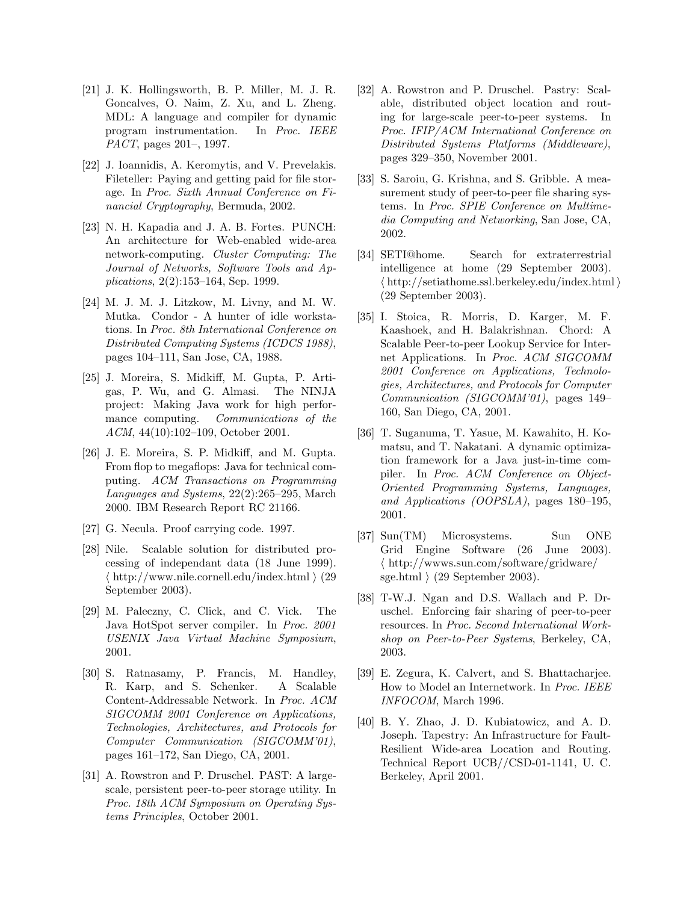[21] J. K. Hollingsworth, B. P. Miller, M. J. R. Goncalves, O. Naim, Z. Xu, and L. Zheng. MDL: A language and compiler for dynamic program instrumentation. In *Proc. IEEE PACT*, pages 201–, 1997.

[22] J. Ioannidis, A. Keromytis, and V. Prevelakis. Fileteller: Paying and getting paid for file storage. In *Proc. Sixth Annual Conference on Financial Cryptography*, Bermuda, 2002.

[23] N. H. Kapadia and J. A. B. Fortes. PUNCH: An architecture for Web-enabled wide-area network-computing. *Cluster Computing: The Journal of Networks, Software Tools and Applications*, 2(2):153–164, Sep. 1999.

[24] M. J. M. J. Litzkow, M. Livny, and M. W. Mutka. Condor - A hunter of idle workstations. In *Proc. 8th International Conference on Distributed Computing Systems (ICDCS 1988)*, pages 104–111, San Jose, CA, 1988.

[25] J. Moreira, S. Midkiff, M. Gupta, P. Artigas, P. Wu, and G. Almasi. The NINJA project: Making Java work for high performance computing. *Communications of the ACM*, 44(10):102–109, October 2001.

[26] J. E. Moreira, S. P. Midkiff, and M. Gupta. From flop to megaflops: Java for technical computing. *ACM Transactions on Programming Languages and Systems*, 22(2):265–295, March 2000. IBM Research Report RC 21166.

[27] G. Necula. Proof carrying code. 1997.

[28] Nile. Scalable solution for distributed processing of independant data (18 June 1999). ⟨ http://www.nile.cornell.edu/index.html ⟩ (29 September 2003).

[29] M. Paleczny, C. Click, and C. Vick. The Java HotSpot server compiler. In *Proc. 2001 USENIX Java Virtual Machine Symposium*, 2001.

[30] S. Ratnasamy, P. Francis, M. Handley, R. Karp, and S. Schenker. A Scalable Content-Addressable Network. In *Proc. ACM SIGCOMM 2001 Conference on Applications, Technologies, Architectures, and Protocols for Computer Communication (SIGCOMM'01)*, pages 161–172, San Diego, CA, 2001.

[31] A. Rowstron and P. Druschel. PAST: A large-scale, persistent peer-to-peer storage utility. In *Proc. 18th ACM Symposium on Operating Systems Principles*, October 2001.

[32] A. Rowstron and P. Druschel. Pastry: Scalable, distributed object location and routing for large-scale peer-to-peer systems. In *Proc. IFIP/ACM International Conference on Distributed Systems Platforms (Middleware)*, pages 329–350, November 2001.

[33] S. Saroiu, G. Krishna, and S. Gribble. A measurement study of peer-to-peer file sharing systems. In *Proc. SPIE Conference on Multimedia Computing and Networking*, San Jose, CA, 2002.

[34] SETI@home. Search for extraterrestrial intelligence at home (29 September 2003). ⟨ http://setiathome.ssl.berkeley.edu/index.html ⟩ (29 September 2003).

[35] I. Stoica, R. Morris, D. Karger, M. F. Kaashoek, and H. Balakrishnan. Chord: A Scalable Peer-to-peer Lookup Service for Internet Applications. In *Proc. ACM SIGCOMM 2001 Conference on Applications, Technologies, Architectures, and Protocols for Computer Communication (SIGCOMM'01)*, pages 149–160, San Diego, CA, 2001.

[36] T. Suganuma, T. Yasue, M. Kawahito, H. Komatsu, and T. Nakatani. A dynamic optimization framework for a Java just-in-time compiler. In *Proc. ACM Conference on Object-Oriented Programming Systems, Languages, and Applications (OOPSLA)*, pages 180–195, 2001.

[37] Sun(TM) Microsystems. Sun ONE Grid Engine Software (26 June 2003). ⟨ http://wwws.sun.com/software/gridware/sge.html ⟩ (29 September 2003).

[38] T-W.J. Ngan and D.S. Wallach and P. Druschel. Enforcing fair sharing of peer-to-peer resources. In *Proc. Second International Workshop on Peer-to-Peer Systems*, Berkeley, CA, 2003.

[39] E. Zegura, K. Calvert, and S. Bhattacharjee. How to Model an Internetwork. In *Proc. IEEE INFOCOM*, March 1996.

[40] B. Y. Zhao, J. D. Kubiatowicz, and A. D. Joseph. Tapestry: An Infrastructure for Fault-Resilient Wide-area Location and Routing. Technical Report UCB//CSD-01-1141, U. C. Berkeley, April 2001.